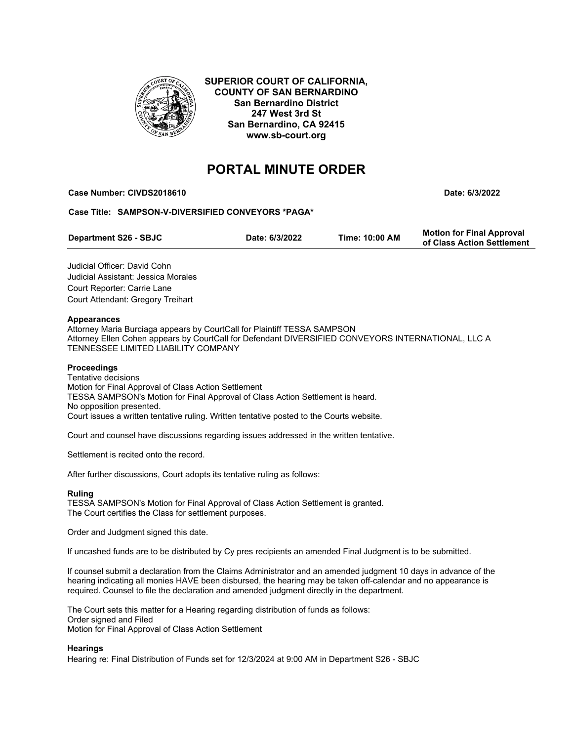**SUPERIOR COURT OF CALIFORNIA, COUNTY OF SAN BERNARDINO**
**San Bernardino District**
**247 West 3rd St**
**San Bernardino, CA 92415**
**www.sb-court.org**

# PORTAL MINUTE ORDER

**Case Number: CIVDS2018610** **Date: 6/3/2022**

**Case Title: SAMPSON-V-DIVERSIFIED CONVEYORS *PAGA***

| Department S26 - SBJC | Date: 6/3/2022 | Time: 10:00 AM | Motion for Final Approval of Class Action Settlement |
|---|---|---|---|

Judicial Officer: David Cohn
Judicial Assistant: Jessica Morales
Court Reporter: Carrie Lane
Court Attendant: Gregory Treihart

**Appearances**

Attorney Maria Burciaga appears by CourtCall for Plaintiff TESSA SAMPSON
Attorney Ellen Cohen appears by CourtCall for Defendant DIVERSIFIED CONVEYORS INTERNATIONAL, LLC A TENNESSEE LIMITED LIABILITY COMPANY

**Proceedings**

Tentative decisions
Motion for Final Approval of Class Action Settlement
TESSA SAMPSON's Motion for Final Approval of Class Action Settlement is heard.
No opposition presented.
Court issues a written tentative ruling. Written tentative posted to the Courts website.

Court and counsel have discussions regarding issues addressed in the written tentative.

Settlement is recited onto the record.

After further discussions, Court adopts its tentative ruling as follows:

**Ruling**

TESSA SAMPSON's Motion for Final Approval of Class Action Settlement is granted.
The Court certifies the Class for settlement purposes.

Order and Judgment signed this date.

If uncashed funds are to be distributed by Cy pres recipients an amended Final Judgment is to be submitted.

If counsel submit a declaration from the Claims Administrator and an amended judgment 10 days in advance of the hearing indicating all monies HAVE been disbursed, the hearing may be taken off-calendar and no appearance is required. Counsel to file the declaration and amended judgment directly in the department.

The Court sets this matter for a Hearing regarding distribution of funds as follows:
Order signed and Filed
Motion for Final Approval of Class Action Settlement

**Hearings**

Hearing re: Final Distribution of Funds set for 12/3/2024 at 9:00 AM in Department S26 - SBJC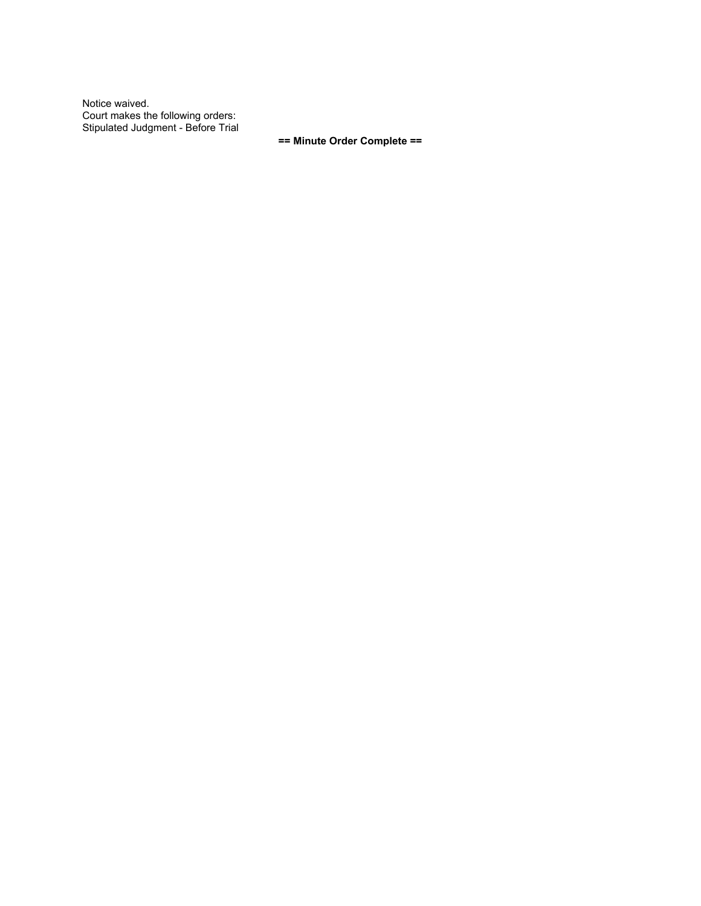Notice waived.
Court makes the following orders:
Stipulated Judgment - Before Trial

**== Minute Order Complete ==**